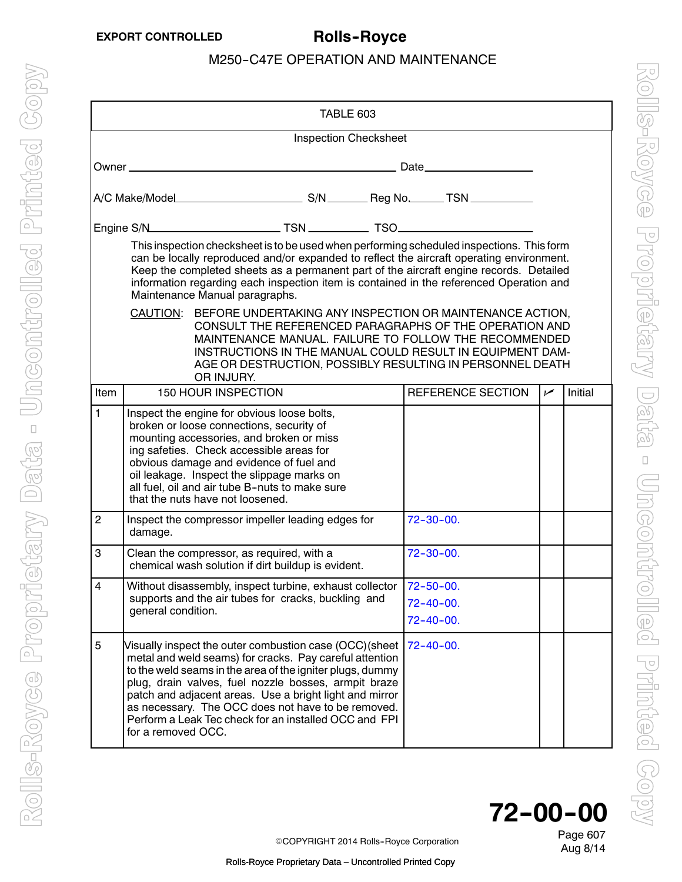TABLE 603

Inspection Checksheet

Owner ______________________________ Date ______________

A/C Make/Model ______________ S/N ______ Reg No. ______ TSN __________

Engine S/N ______________ TSN __________ TSO ______________

This inspection checksheet is to be used when performing scheduled inspections. This form can be locally reproduced and/or expanded to reflect the aircraft operating environment. Keep the completed sheets as a permanent part of the aircraft engine records. Detailed information regarding each inspection item is contained in the referenced Operation and Maintenance Manual paragraphs.

CAUTION: BEFORE UNDERTAKING ANY INSPECTION OR MAINTENANCE ACTION, CONSULT THE REFERENCED PARAGRAPHS OF THE OPERATION AND MAINTENANCE MANUAL. FAILURE TO FOLLOW THE RECOMMENDED INSTRUCTIONS IN THE MANUAL COULD RESULT IN EQUIPMENT DAMAGE OR DESTRUCTION, POSSIBLY RESULTING IN PERSONNEL DEATH OR INJURY.

| Item | 150 HOUR INSPECTION | REFERENCE SECTION | ✓ | Initial |
|---|---|---|---|---|
| 1 | Inspect the engine for obvious loose bolts, broken or loose connections, security of mounting accessories, and broken or missing safeties. Check accessible areas for obvious damage and evidence of fuel and oil leakage. Inspect the slippage marks on all fuel, oil and air tube B-nuts to make sure that the nuts have not loosened. | | | |
| 2 | Inspect the compressor impeller leading edges for damage. | 72-30-00. | | |
| 3 | Clean the compressor, as required, with a chemical wash solution if dirt buildup is evident. | 72-30-00. | | |
| 4 | Without disassembly, inspect turbine, exhaust collector supports and the air tubes for cracks, buckling and general condition. | 72-50-00.<br>72-40-00.<br>72-40-00. | | |
| 5 | Visually inspect the outer combustion case (OCC)(sheet metal and weld seams) for cracks. Pay careful attention to the weld seams in the area of the igniter plugs, dummy plug, drain valves, fuel nozzle bosses, armpit braze patch and adjacent areas. Use a bright light and mirror as necessary. The OCC does not have to be removed. Perform a Leak Tec check for an installed OCC and FPI for a removed OCC. | 72-40-00. | | |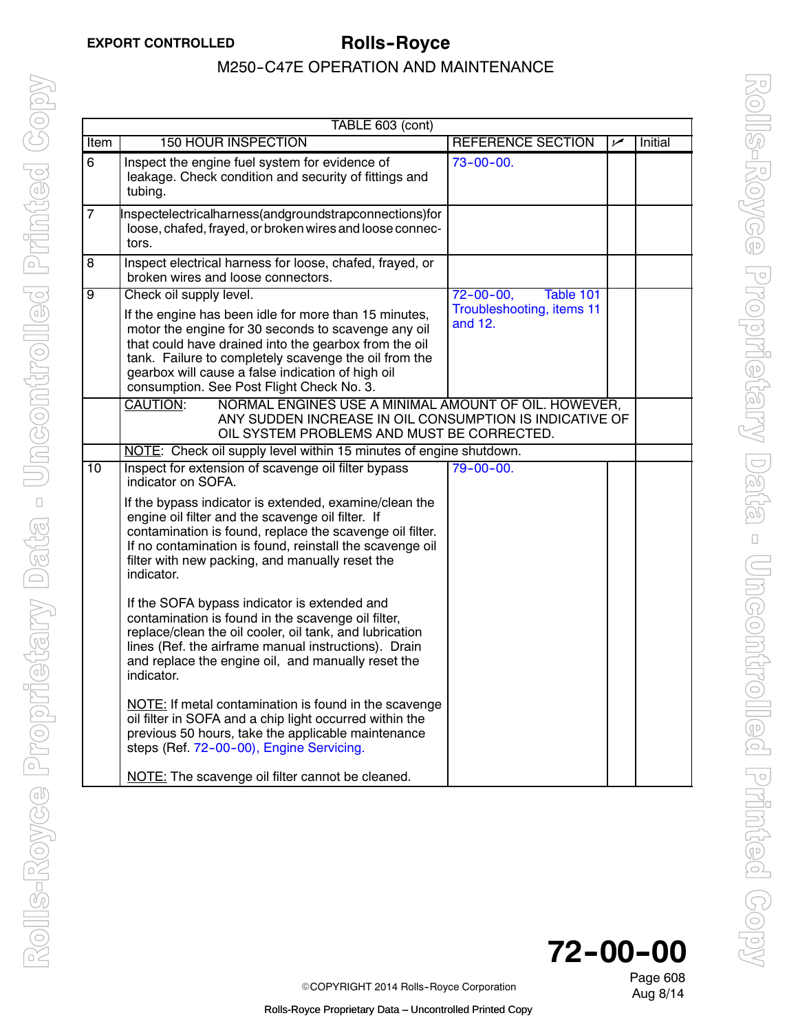EXPORT CONTROLLED

TABLE 603 (cont)

| Item | 150 HOUR INSPECTION | REFERENCE SECTION | ✓ | Initial |
|---|---|---|---|---|
| 6 | Inspect the engine fuel system for evidence of leakage. Check condition and security of fittings and tubing. | 73-00-00. | | |
| 7 | Inspectelectricalharness(andgroundstrapconnections)for loose, chafed, frayed, or broken wires and loose connectors. | | | |
| 8 | Inspect electrical harness for loose, chafed, frayed, or broken wires and loose connectors. | | | |
| 9 | Check oil supply level.<br><br>If the engine has been idle for more than 15 minutes, motor the engine for 30 seconds to scavenge any oil that could have drained into the gearbox from the oil tank. Failure to completely scavenge the oil from the gearbox will cause a false indication of high oil consumption. See Post Flight Check No. 3. | 72-00-00, Table 101 Troubleshooting, items 11 and 12. | | |
| | CAUTION: NORMAL ENGINES USE A MINIMAL AMOUNT OF OIL. HOWEVER, ANY SUDDEN INCREASE IN OIL CONSUMPTION IS INDICATIVE OF OIL SYSTEM PROBLEMS AND MUST BE CORRECTED. | | | |
| | NOTE: Check oil supply level within 15 minutes of engine shutdown. | | | |
| 10 | Inspect for extension of scavenge oil filter bypass indicator on SOFA.<br><br>If the bypass indicator is extended, examine/clean the engine oil filter and the scavenge oil filter. If contamination is found, replace the scavenge oil filter. If no contamination is found, reinstall the scavenge oil filter with new packing, and manually reset the indicator.<br><br>If the SOFA bypass indicator is extended and contamination is found in the scavenge oil filter, replace/clean the oil cooler, oil tank, and lubrication lines (Ref. the airframe manual instructions). Drain and replace the engine oil, and manually reset the indicator.<br><br>NOTE: If metal contamination is found in the scavenge oil filter in SOFA and a chip light occurred within the previous 50 hours, take the applicable maintenance steps (Ref. 72-00-00), Engine Servicing.<br><br>NOTE: The scavenge oil filter cannot be cleaned. | 79-00-00. | | |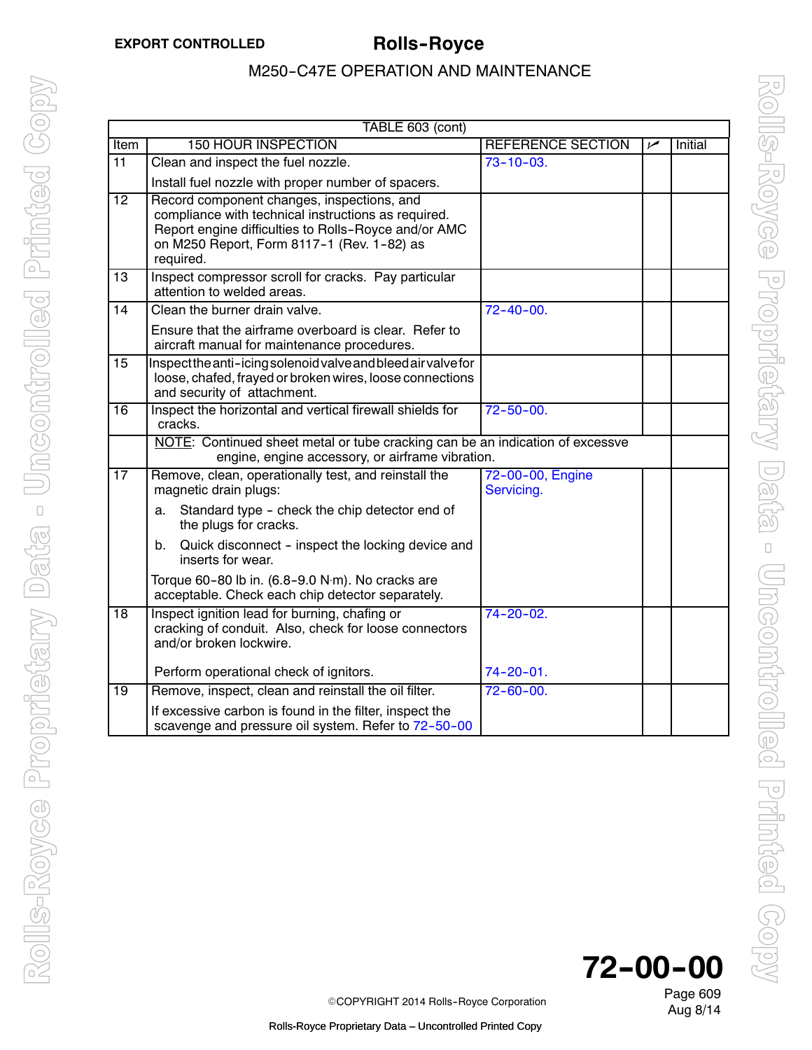TABLE 603 (cont)

| Item | 150 HOUR INSPECTION | REFERENCE SECTION | ✓ | Initial |
|---|---|---|---|---|
| 11 | Clean and inspect the fuel nozzle.<br><br>Install fuel nozzle with proper number of spacers. | 73-10-03. | | |
| 12 | Record component changes, inspections, and compliance with technical instructions as required. Report engine difficulties to Rolls-Royce and/or AMC on M250 Report, Form 8117-1 (Rev. 1-82) as required. | | | |
| 13 | Inspect compressor scroll for cracks. Pay particular attention to welded areas. | | | |
| 14 | Clean the burner drain valve.<br><br>Ensure that the airframe overboard is clear. Refer to aircraft manual for maintenance procedures. | 72-40-00. | | |
| 15 | Inspect the anti-icing solenoid valve and bleed air valve for loose, chafed, frayed or broken wires, loose connections and security of attachment. | | | |
| 16 | Inspect the horizontal and vertical firewall shields for cracks. | 72-50-00. | | |
| | NOTE: Continued sheet metal or tube cracking can be an indication of excessve engine, engine accessory, or airframe vibration. | | | |
| 17 | Remove, clean, operationally test, and reinstall the magnetic drain plugs:<br><br>a. Standard type - check the chip detector end of the plugs for cracks.<br><br>b. Quick disconnect - inspect the locking device and inserts for wear.<br><br>Torque 60-80 lb in. (6.8-9.0 N·m). No cracks are acceptable. Check each chip detector separately. | 72-00-00, Engine Servicing. | | |
| 18 | Inspect ignition lead for burning, chafing or cracking of conduit. Also, check for loose connectors and/or broken lockwire.<br><br>Perform operational check of ignitors. | 74-20-02.<br><br>74-20-01. | | |
| 19 | Remove, inspect, clean and reinstall the oil filter.<br><br>If excessive carbon is found in the filter, inspect the scavenge and pressure oil system. Refer to 72-50-00 | 72-60-00. | | |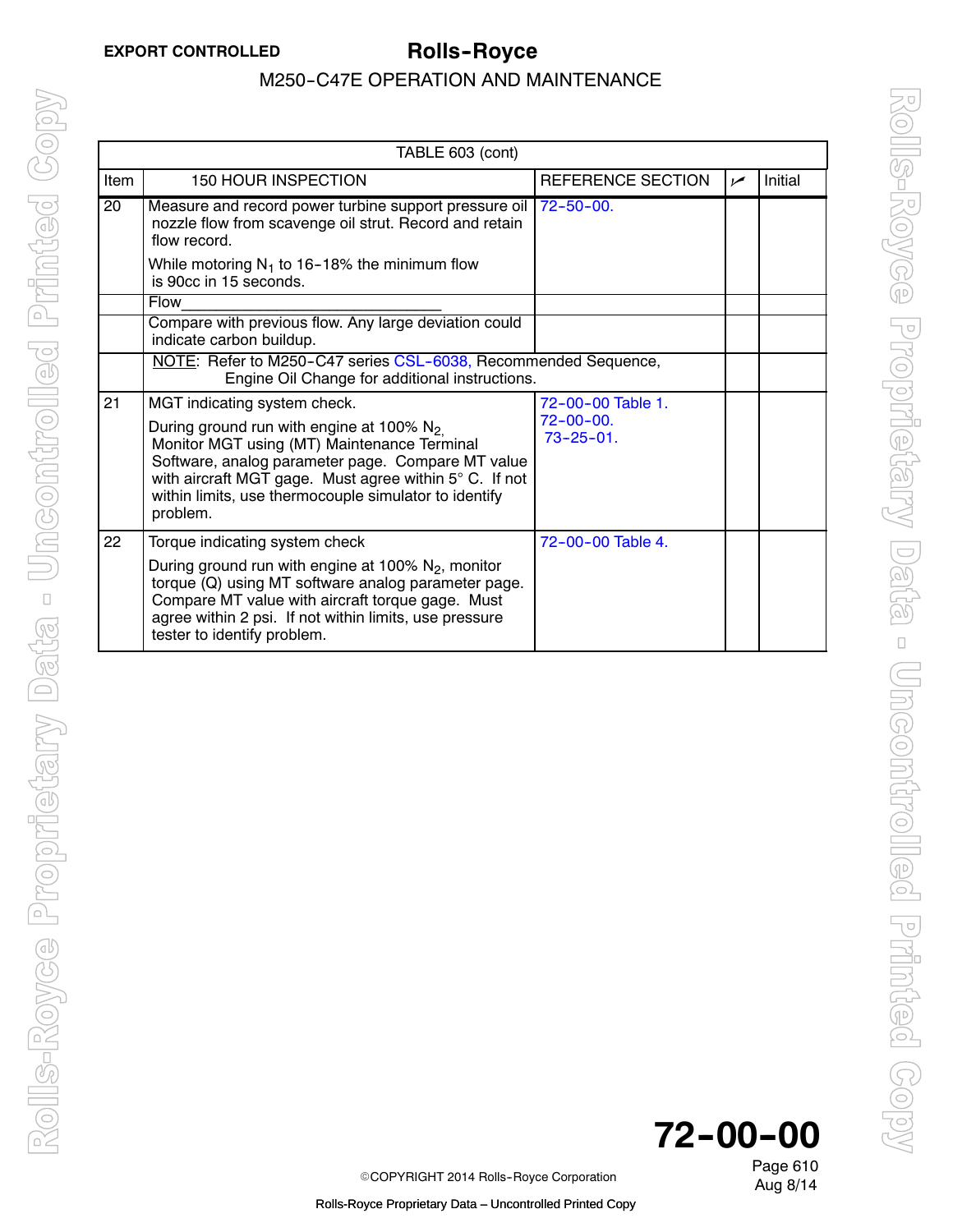| TABLE 603 (cont) | | | | |
|---|---|---|---|---|
| Item | 150 HOUR INSPECTION | REFERENCE SECTION | ✓ | Initial |
| 20 | Measure and record power turbine support pressure oil nozzle flow from scavenge oil strut. Record and retain flow record.<br><br>While motoring $N_1$ to 16-18% the minimum flow is 90cc in 15 seconds. | 72-50-00. | | |
| | Flow_______________________________ | | | |
| | Compare with previous flow. Any large deviation could indicate carbon buildup. | | | |
| | NOTE: Refer to M250-C47 series CSL-6038, Recommended Sequence, Engine Oil Change for additional instructions. | | | |
| 21 | MGT indicating system check.<br><br>During ground run with engine at 100% $N_2$, Monitor MGT using (MT) Maintenance Terminal Software, analog parameter page. Compare MT value with aircraft MGT gage. Must agree within 5° C. If not within limits, use thermocouple simulator to identify problem. | 72-00-00 Table 1.<br>72-00-00.<br>73-25-01. | | |
| 22 | Torque indicating system check<br><br>During ground run with engine at 100% $N_2$, monitor torque (Q) using MT software analog parameter page. Compare MT value with aircraft torque gage. Must agree within 2 psi. If not within limits, use pressure tester to identify problem. | 72-00-00 Table 4. | | |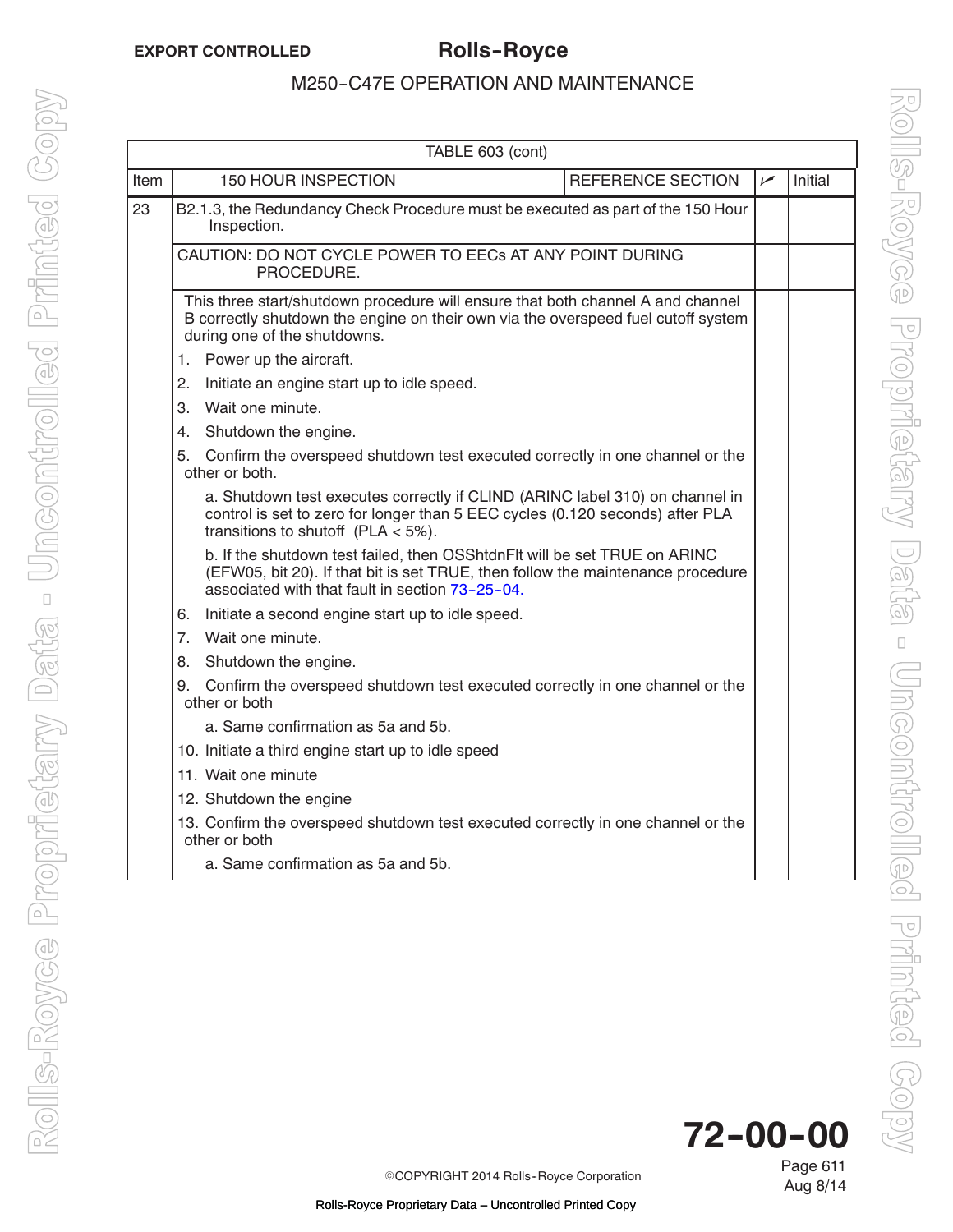| TABLE 603 (cont) | | | | |
|---|---|---|---|---|
| Item | 150 HOUR INSPECTION | REFERENCE SECTION | ✓ | Initial |
| 23 | B2.1.3, the Redundancy Check Procedure must be executed as part of the 150 Hour Inspection. | | | |
| | CAUTION: DO NOT CYCLE POWER TO EECs AT ANY POINT DURING PROCEDURE. | | | |
| | This three start/shutdown procedure will ensure that both channel A and channel B correctly shutdown the engine on their own via the overspeed fuel cutoff system during one of the shutdowns.<br>1. Power up the aircraft.<br>2. Initiate an engine start up to idle speed.<br>3. Wait one minute.<br>4. Shutdown the engine.<br>5. Confirm the overspeed shutdown test executed correctly in one channel or the other or both.<br>a. Shutdown test executes correctly if CLIND (ARINC label 310) on channel in control is set to zero for longer than 5 EEC cycles (0.120 seconds) after PLA transitions to shutoff (PLA < 5%).<br>b. If the shutdown test failed, then OSShtdnFlt will be set TRUE on ARINC (EFW05, bit 20). If that bit is set TRUE, then follow the maintenance procedure associated with that fault in section 73-25-04.<br>6. Initiate a second engine start up to idle speed.<br>7. Wait one minute.<br>8. Shutdown the engine.<br>9. Confirm the overspeed shutdown test executed correctly in one channel or the other or both<br>a. Same confirmation as 5a and 5b.<br>10. Initiate a third engine start up to idle speed<br>11. Wait one minute<br>12. Shutdown the engine<br>13. Confirm the overspeed shutdown test executed correctly in one channel or the other or both<br>a. Same confirmation as 5a and 5b. | | | |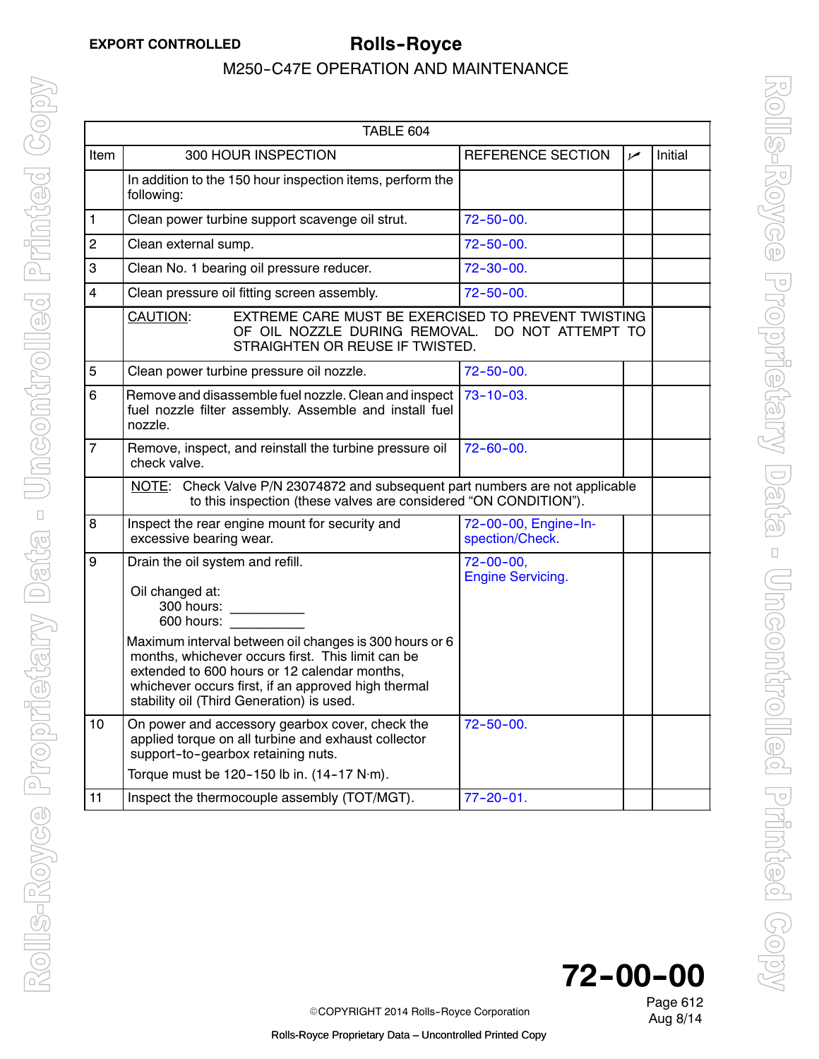| TABLE 604 | | | | |
|---|---|---|---|---|
| Item | 300 HOUR INSPECTION | REFERENCE SECTION | ✓ | Initial |
| | In addition to the 150 hour inspection items, perform the following: | | | |
| 1 | Clean power turbine support scavenge oil strut. | 72-50-00. | | |
| 2 | Clean external sump. | 72-50-00. | | |
| 3 | Clean No. 1 bearing oil pressure reducer. | 72-30-00. | | |
| 4 | Clean pressure oil fitting screen assembly. | 72-50-00. | | |
| | CAUTION: EXTREME CARE MUST BE EXERCISED TO PREVENT TWISTING OF OIL NOZZLE DURING REMOVAL. DO NOT ATTEMPT TO STRAIGHTEN OR REUSE IF TWISTED. | | | |
| 5 | Clean power turbine pressure oil nozzle. | 72-50-00. | | |
| 6 | Remove and disassemble fuel nozzle. Clean and inspect fuel nozzle filter assembly. Assemble and install fuel nozzle. | 73-10-03. | | |
| 7 | Remove, inspect, and reinstall the turbine pressure oil check valve. | 72-60-00. | | |
| | NOTE: Check Valve P/N 23074872 and subsequent part numbers are not applicable to this inspection (these valves are considered "ON CONDITION"). | | | |
| 8 | Inspect the rear engine mount for security and excessive bearing wear. | 72-00-00, Engine-Inspection/Check. | | |
| 9 | Drain the oil system and refill.<br><br>Oil changed at:<br>300 hours: __________<br>600 hours: __________<br><br>Maximum interval between oil changes is 300 hours or 6 months, whichever occurs first. This limit can be extended to 600 hours or 12 calendar months, whichever occurs first, if an approved high thermal stability oil (Third Generation) is used. | 72-00-00, Engine Servicing. | | |
| 10 | On power and accessory gearbox cover, check the applied torque on all turbine and exhaust collector support-to-gearbox retaining nuts.<br><br>Torque must be 120-150 lb in. (14-17 N·m). | 72-50-00. | | |
| 11 | Inspect the thermocouple assembly (TOT/MGT). | 77-20-01. | | |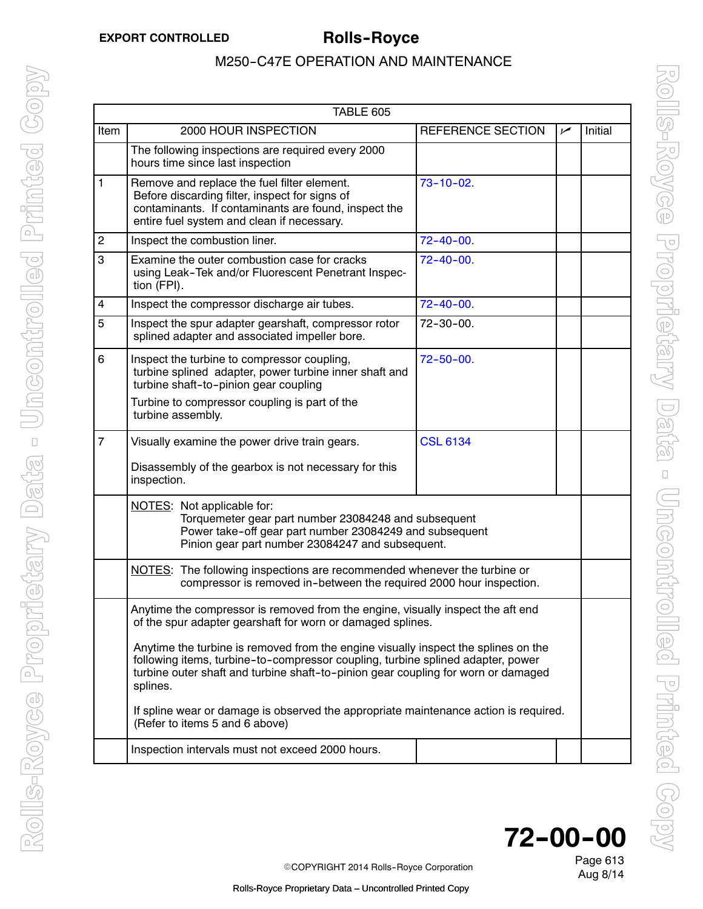| TABLE 605 | | | | |
|---|---|---|---|---|
| Item | 2000 HOUR INSPECTION | REFERENCE SECTION | ✓ | Initial |
| | The following inspections are required every 2000 hours time since last inspection | | | |
| 1 | Remove and replace the fuel filter element. Before discarding filter, inspect for signs of contaminants. If contaminants are found, inspect the entire fuel system and clean if necessary. | 73-10-02. | | |
| 2 | Inspect the combustion liner. | 72-40-00. | | |
| 3 | Examine the outer combustion case for cracks using Leak-Tek and/or Fluorescent Penetrant Inspection (FPI). | 72-40-00. | | |
| 4 | Inspect the compressor discharge air tubes. | 72-40-00. | | |
| 5 | Inspect the spur adapter gearshaft, compressor rotor splined adapter and associated impeller bore. | 72-30-00. | | |
| 6 | Inspect the turbine to compressor coupling, turbine splined adapter, power turbine inner shaft and turbine shaft-to-pinion gear coupling<br>Turbine to compressor coupling is part of the turbine assembly. | 72-50-00. | | |
| 7 | Visually examine the power drive train gears.<br><br>Disassembly of the gearbox is not necessary for this inspection. | CSL 6134 | | |
| | NOTES: Not applicable for:<br>Torquemeter gear part number 23084248 and subsequent<br>Power take-off gear part number 23084249 and subsequent<br>Pinion gear part number 23084247 and subsequent. | | | |
| | NOTES: The following inspections are recommended whenever the turbine or compressor is removed in-between the required 2000 hour inspection. | | | |
| | Anytime the compressor is removed from the engine, visually inspect the aft end of the spur adapter gearshaft for worn or damaged splines.<br><br>Anytime the turbine is removed from the engine visually inspect the splines on the following items, turbine-to-compressor coupling, turbine splined adapter, power turbine outer shaft and turbine shaft-to-pinion gear coupling for worn or damaged splines.<br><br>If spline wear or damage is observed the appropriate maintenance action is required. (Refer to items 5 and 6 above) | | | |
| | Inspection intervals must not exceed 2000 hours. | | | |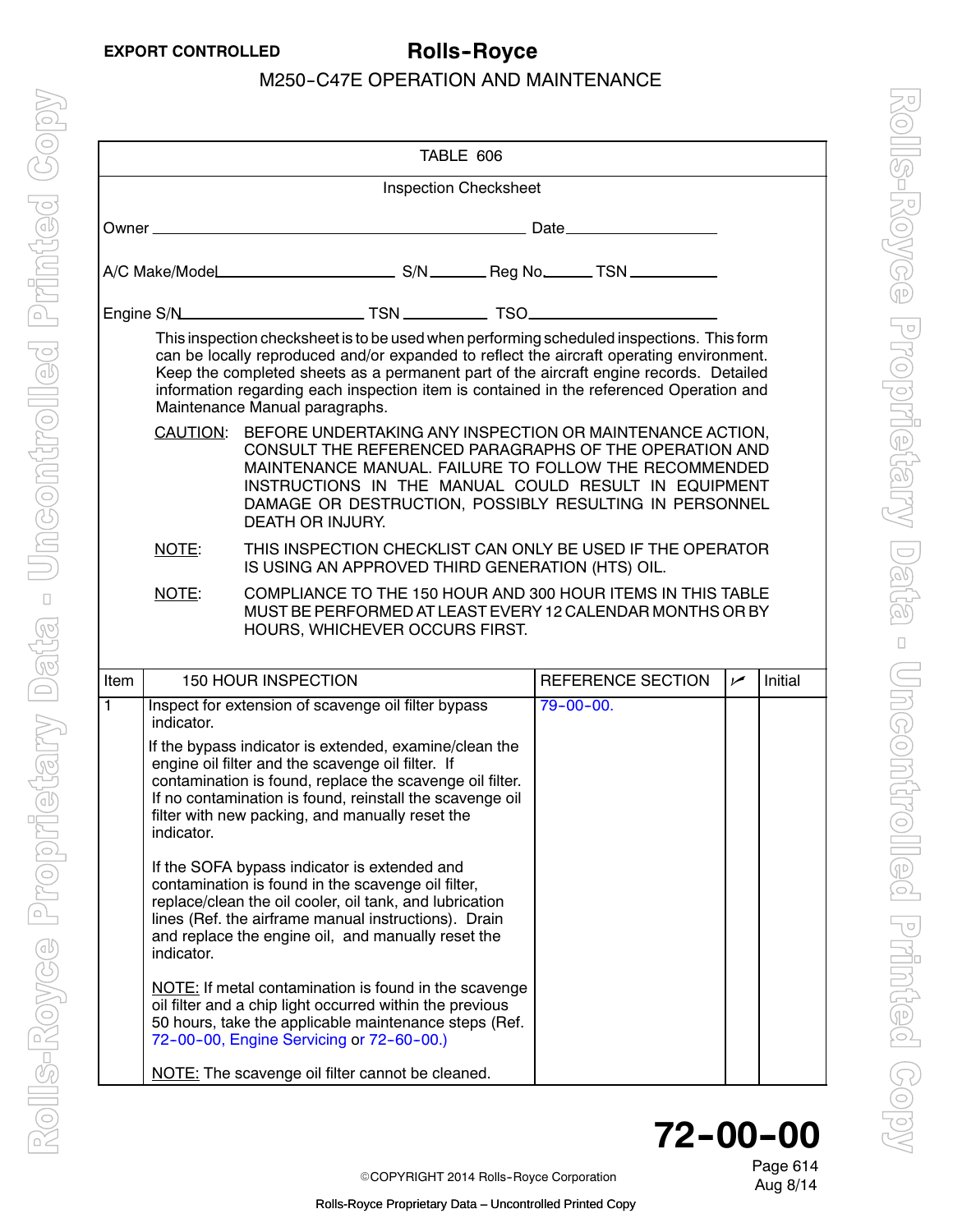TABLE 606

Inspection Checksheet

Owner ______________________________ Date ______________

A/C Make/Model ______________ S/N ______ Reg No ______ TSN ________

Engine S/N ______________ TSN ________ TSO ______________

This inspection checksheet is to be used when performing scheduled inspections. This form can be locally reproduced and/or expanded to reflect the aircraft operating environment. Keep the completed sheets as a permanent part of the aircraft engine records. Detailed information regarding each inspection item is contained in the referenced Operation and Maintenance Manual paragraphs.

CAUTION: BEFORE UNDERTAKING ANY INSPECTION OR MAINTENANCE ACTION, CONSULT THE REFERENCED PARAGRAPHS OF THE OPERATION AND MAINTENANCE MANUAL. FAILURE TO FOLLOW THE RECOMMENDED INSTRUCTIONS IN THE MANUAL COULD RESULT IN EQUIPMENT DAMAGE OR DESTRUCTION, POSSIBLY RESULTING IN PERSONNEL DEATH OR INJURY.

NOTE: THIS INSPECTION CHECKLIST CAN ONLY BE USED IF THE OPERATOR IS USING AN APPROVED THIRD GENERATION (HTS) OIL.

NOTE: COMPLIANCE TO THE 150 HOUR AND 300 HOUR ITEMS IN THIS TABLE MUST BE PERFORMED AT LEAST EVERY 12 CALENDAR MONTHS OR BY HOURS, WHICHEVER OCCURS FIRST.

| Item | 150 HOUR INSPECTION | REFERENCE SECTION | ✓ | Initial |
|---|---|---|---|---|
| 1 | Inspect for extension of scavenge oil filter bypass indicator.<br><br>If the bypass indicator is extended, examine/clean the engine oil filter and the scavenge oil filter. If contamination is found, replace the scavenge oil filter. If no contamination is found, reinstall the scavenge oil filter with new packing, and manually reset the indicator.<br><br>If the SOFA bypass indicator is extended and contamination is found in the scavenge oil filter, replace/clean the oil cooler, oil tank, and lubrication lines (Ref. the airframe manual instructions). Drain and replace the engine oil, and manually reset the indicator.<br><br>NOTE: If metal contamination is found in the scavenge oil filter and a chip light occurred within the previous 50 hours, take the applicable maintenance steps (Ref. 72-00-00, Engine Servicing or 72-60-00.)<br><br>NOTE: The scavenge oil filter cannot be cleaned. | 79-00-00. | | |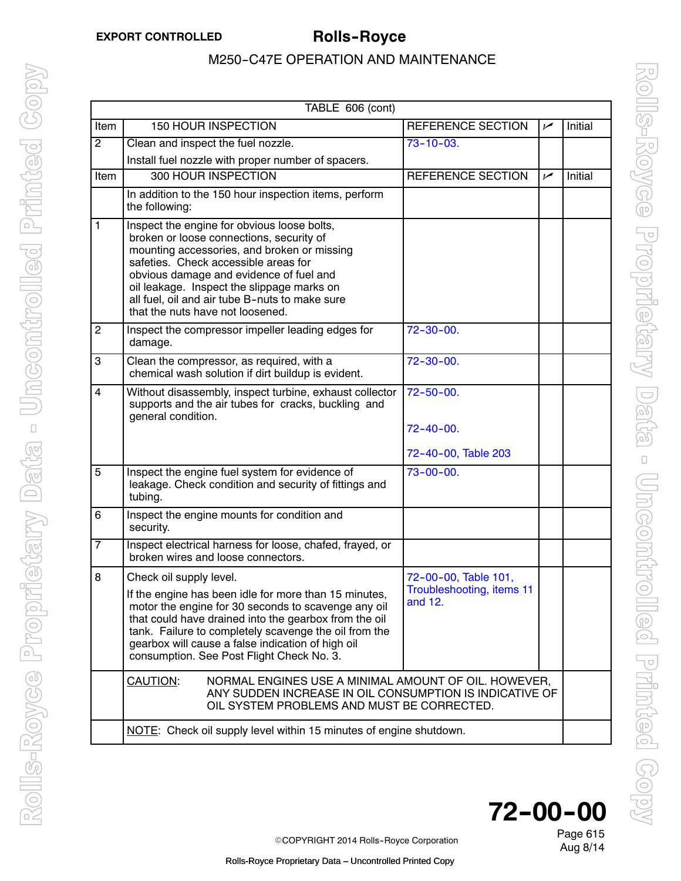| TABLE 606 (cont) | | | | |
|---|---|---|---|---|
| Item | 150 HOUR INSPECTION | REFERENCE SECTION | ✓ | Initial |
| 2 | Clean and inspect the fuel nozzle.<br><br>Install fuel nozzle with proper number of spacers. | 73-10-03. | | |
| Item | 300 HOUR INSPECTION | REFERENCE SECTION | ✓ | Initial |
| | In addition to the 150 hour inspection items, perform the following: | | | |
| 1 | Inspect the engine for obvious loose bolts, broken or loose connections, security of mounting accessories, and broken or missing safeties. Check accessible areas for obvious damage and evidence of fuel and oil leakage. Inspect the slippage marks on all fuel, oil and air tube B-nuts to make sure that the nuts have not loosened. | | | |
| 2 | Inspect the compressor impeller leading edges for damage. | 72-30-00. | | |
| 3 | Clean the compressor, as required, with a chemical wash solution if dirt buildup is evident. | 72-30-00. | | |
| 4 | Without disassembly, inspect turbine, exhaust collector supports and the air tubes for cracks, buckling and general condition. | 72-50-00.<br><br>72-40-00.<br><br>72-40-00, Table 203 | | |
| 5 | Inspect the engine fuel system for evidence of leakage. Check condition and security of fittings and tubing. | 73-00-00. | | |
| 6 | Inspect the engine mounts for condition and security. | | | |
| 7 | Inspect electrical harness for loose, chafed, frayed, or broken wires and loose connectors. | | | |
| 8 | Check oil supply level.<br><br>If the engine has been idle for more than 15 minutes, motor the engine for 30 seconds to scavenge any oil that could have drained into the gearbox from the oil tank. Failure to completely scavenge the oil from the gearbox will cause a false indication of high oil consumption. See Post Flight Check No. 3. | 72-00-00, Table 101, Troubleshooting, items 11 and 12. | | |
| | <u>CAUTION</u>: NORMAL ENGINES USE A MINIMAL AMOUNT OF OIL. HOWEVER, ANY SUDDEN INCREASE IN OIL CONSUMPTION IS INDICATIVE OF OIL SYSTEM PROBLEMS AND MUST BE CORRECTED. | | | |
| | <u>NOTE</u>: Check oil supply level within 15 minutes of engine shutdown. | | | |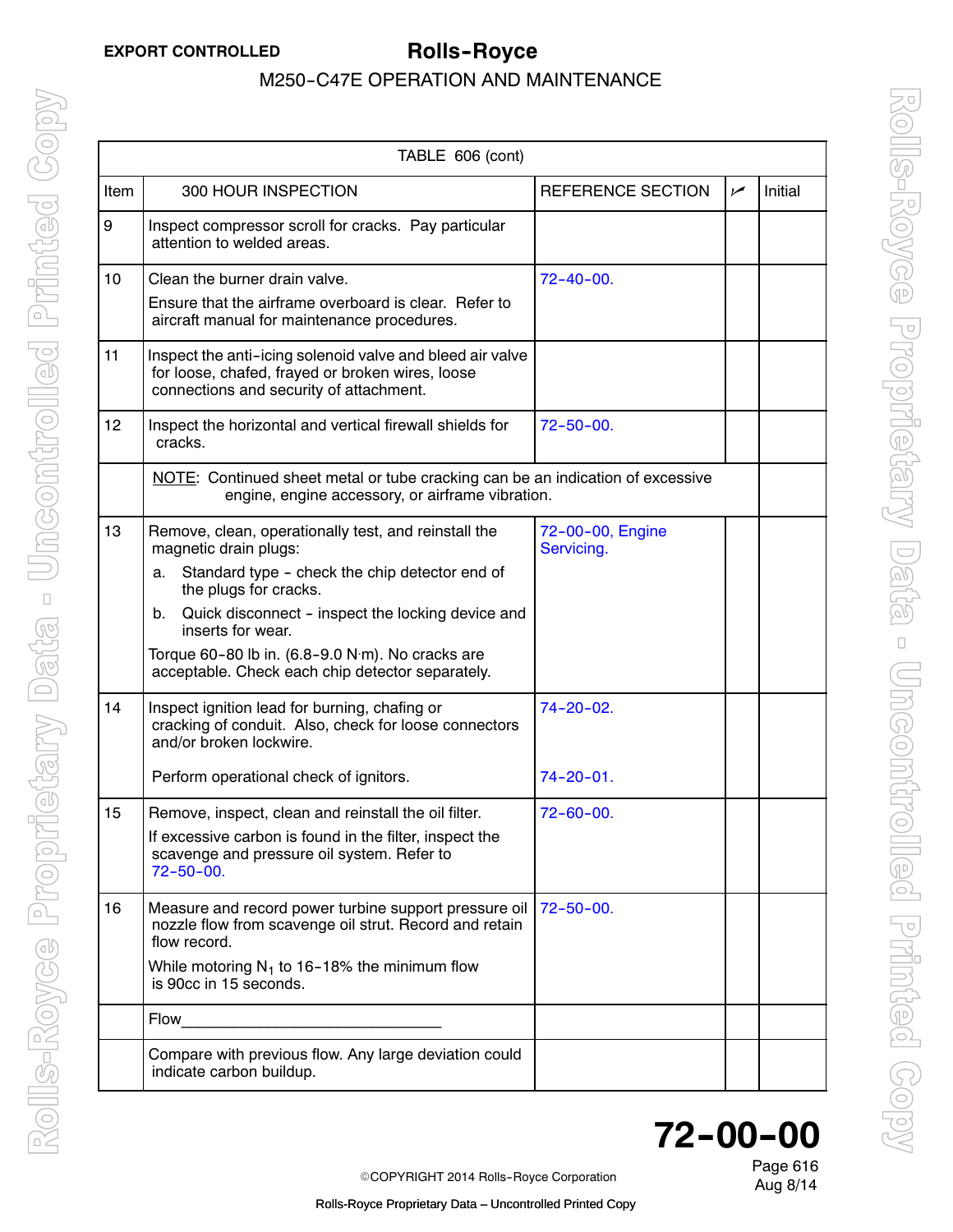| TABLE 606 (cont) | | | | |
|---|---|---|---|---|
| Item | 300 HOUR INSPECTION | REFERENCE SECTION | ✓ | Initial |
| 9 | Inspect compressor scroll for cracks. Pay particular attention to welded areas. | | | |
| 10 | Clean the burner drain valve.<br>Ensure that the airframe overboard is clear. Refer to aircraft manual for maintenance procedures. | 72-40-00. | | |
| 11 | Inspect the anti-icing solenoid valve and bleed air valve for loose, chafed, frayed or broken wires, loose connections and security of attachment. | | | |
| 12 | Inspect the horizontal and vertical firewall shields for cracks. | 72-50-00. | | |
| | NOTE: Continued sheet metal or tube cracking can be an indication of excessive engine, engine accessory, or airframe vibration. | | | |
| 13 | Remove, clean, operationally test, and reinstall the magnetic drain plugs:<br>a. Standard type - check the chip detector end of the plugs for cracks.<br>b. Quick disconnect - inspect the locking device and inserts for wear.<br>Torque 60-80 lb in. (6.8-9.0 N·m). No cracks are acceptable. Check each chip detector separately. | 72-00-00, Engine Servicing. | | |
| 14 | Inspect ignition lead for burning, chafing or cracking of conduit. Also, check for loose connectors and/or broken lockwire.<br>Perform operational check of ignitors. | 74-20-02.<br>74-20-01. | | |
| 15 | Remove, inspect, clean and reinstall the oil filter.<br>If excessive carbon is found in the filter, inspect the scavenge and pressure oil system. Refer to 72-50-00. | 72-60-00. | | |
| 16 | Measure and record power turbine support pressure oil nozzle flow from scavenge oil strut. Record and retain flow record.<br>While motoring $N_1$ to 16-18% the minimum flow is 90cc in 15 seconds. | 72-50-00. | | |
| | Flow______________________________ | | | |
| | Compare with previous flow. Any large deviation could indicate carbon buildup. | | | |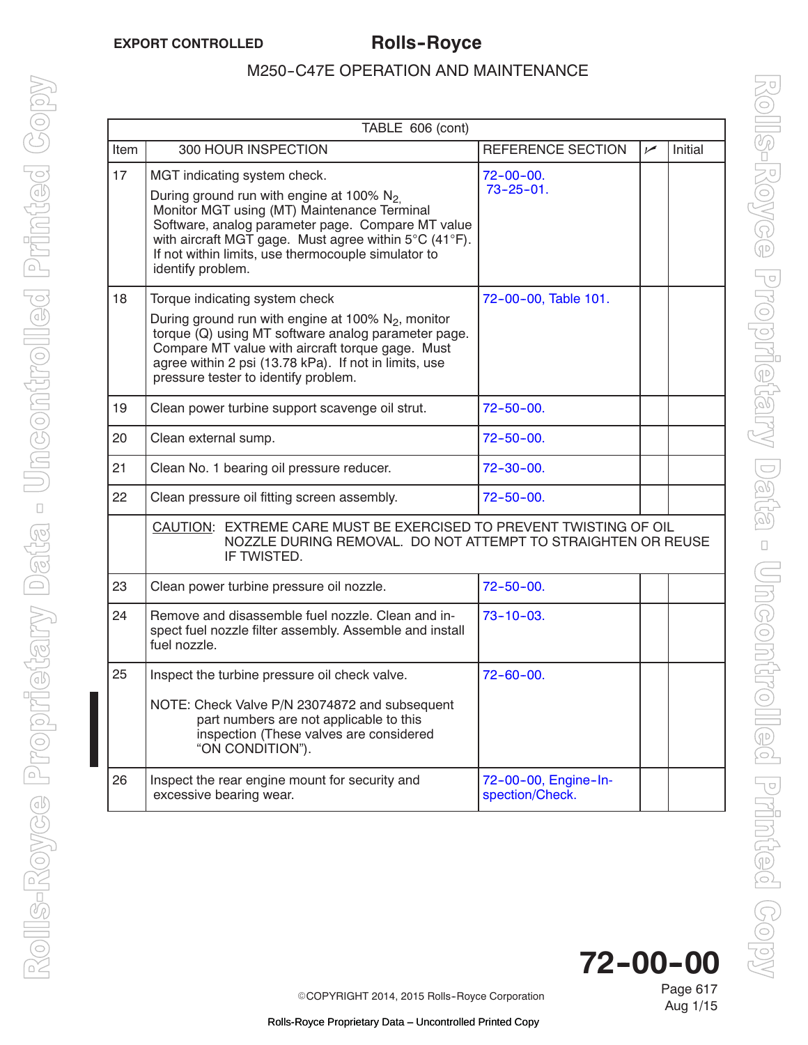| TABLE 606 (cont) | | | | |
|---|---|---|---|---|
| Item | 300 HOUR INSPECTION | REFERENCE SECTION | ✓ | Initial |
| 17 | MGT indicating system check.<br><br>During ground run with engine at 100% $N_2$. Monitor MGT using (MT) Maintenance Terminal Software, analog parameter page. Compare MT value with aircraft MGT gage. Must agree within 5°C (41°F). If not within limits, use thermocouple simulator to identify problem. | 72-00-00.<br>73-25-01. | | |
| 18 | Torque indicating system check<br><br>During ground run with engine at 100% $N_2$, monitor torque (Q) using MT software analog parameter page. Compare MT value with aircraft torque gage. Must agree within 2 psi (13.78 kPa). If not in limits, use pressure tester to identify problem. | 72-00-00, Table 101. | | |
| 19 | Clean power turbine support scavenge oil strut. | 72-50-00. | | |
| 20 | Clean external sump. | 72-50-00. | | |
| 21 | Clean No. 1 bearing oil pressure reducer. | 72-30-00. | | |
| 22 | Clean pressure oil fitting screen assembly. | 72-50-00. | | |
| | CAUTION: EXTREME CARE MUST BE EXERCISED TO PREVENT TWISTING OF OIL NOZZLE DURING REMOVAL. DO NOT ATTEMPT TO STRAIGHTEN OR REUSE IF TWISTED. | | | |
| 23 | Clean power turbine pressure oil nozzle. | 72-50-00. | | |
| 24 | Remove and disassemble fuel nozzle. Clean and inspect fuel nozzle filter assembly. Assemble and install fuel nozzle. | 73-10-03. | | |
| 25 | Inspect the turbine pressure oil check valve.<br><br>NOTE: Check Valve P/N 23074872 and subsequent part numbers are not applicable to this inspection (These valves are considered “ON CONDITION”). | 72-60-00. | | |
| 26 | Inspect the rear engine mount for security and excessive bearing wear. | 72-00-00, Engine-Inspection/Check. | | |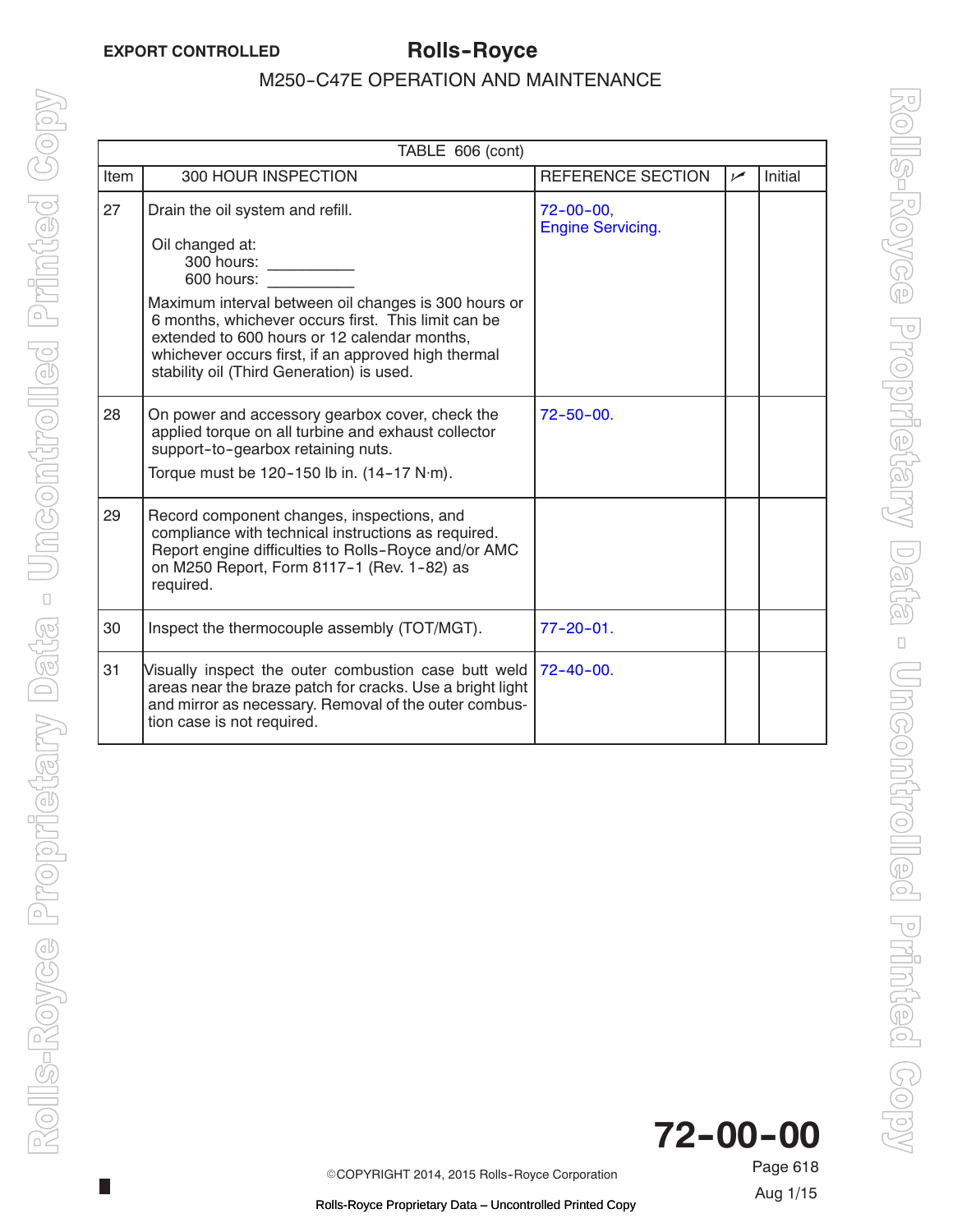| TABLE 606 (cont) | | | | |
|---|---|---|---|---|
| Item | 300 HOUR INSPECTION | REFERENCE SECTION | ✓ | Initial |
| 27 | Drain the oil system and refill.<br><br>Oil changed at:<br>300 hours: __________<br>600 hours: __________<br><br>Maximum interval between oil changes is 300 hours or 6 months, whichever occurs first. This limit can be extended to 600 hours or 12 calendar months, whichever occurs first, if an approved high thermal stability oil (Third Generation) is used. | 72-00-00, Engine Servicing. | | |
| 28 | On power and accessory gearbox cover, check the applied torque on all turbine and exhaust collector support-to-gearbox retaining nuts.<br><br>Torque must be 120-150 lb in. (14-17 N·m). | 72-50-00. | | |
| 29 | Record component changes, inspections, and compliance with technical instructions as required. Report engine difficulties to Rolls-Royce and/or AMC on M250 Report, Form 8117-1 (Rev. 1-82) as required. | | | |
| 30 | Inspect the thermocouple assembly (TOT/MGT). | 77-20-01. | | |
| 31 | Visually inspect the outer combustion case butt weld areas near the braze patch for cracks. Use a bright light and mirror as necessary. Removal of the outer combustion case is not required. | 72-40-00. | | |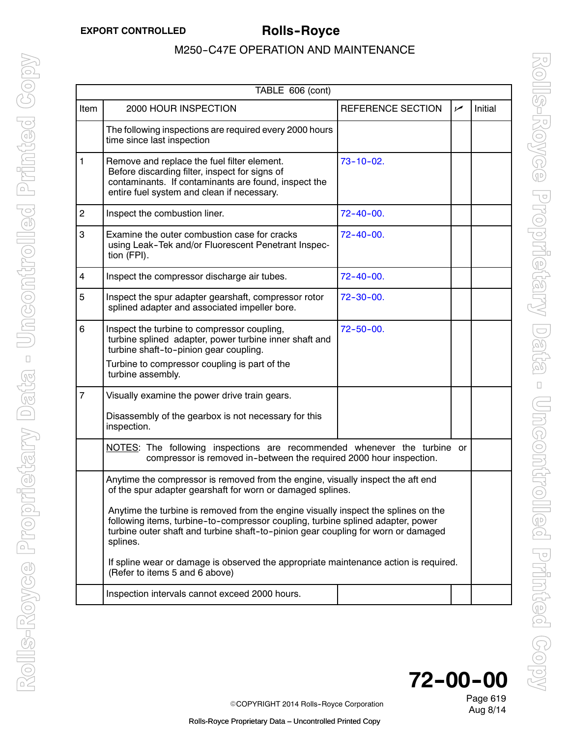| TABLE 606 (cont) | | | | |
|---|---|---|---|---|
| Item | 2000 HOUR INSPECTION | REFERENCE SECTION | ✓ | Initial |
| | The following inspections are required every 2000 hours time since last inspection | | | |
| 1 | Remove and replace the fuel filter element. Before discarding filter, inspect for signs of contaminants. If contaminants are found, inspect the entire fuel system and clean if necessary. | 73-10-02. | | |
| 2 | Inspect the combustion liner. | 72-40-00. | | |
| 3 | Examine the outer combustion case for cracks using Leak-Tek and/or Fluorescent Penetrant Inspection (FPI). | 72-40-00. | | |
| 4 | Inspect the compressor discharge air tubes. | 72-40-00. | | |
| 5 | Inspect the spur adapter gearshaft, compressor rotor splined adapter and associated impeller bore. | 72-30-00. | | |
| 6 | Inspect the turbine to compressor coupling, turbine splined adapter, power turbine inner shaft and turbine shaft-to-pinion gear coupling. Turbine to compressor coupling is part of the turbine assembly. | 72-50-00. | | |
| 7 | Visually examine the power drive train gears. Disassembly of the gearbox is not necessary for this inspection. | | | |
| | NOTES: The following inspections are recommended whenever the turbine or compressor is removed in-between the required 2000 hour inspection. | | | |
| | Anytime the compressor is removed from the engine, visually inspect the aft end of the spur adapter gearshaft for worn or damaged splines. Anytime the turbine is removed from the engine visually inspect the splines on the following items, turbine-to-compressor coupling, turbine splined adapter, power turbine outer shaft and turbine shaft-to-pinion gear coupling for worn or damaged splines. If spline wear or damage is observed the appropriate maintenance action is required. (Refer to items 5 and 6 above) | | | |
| | Inspection intervals cannot exceed 2000 hours. | | | |

72-00-00

©COPYRIGHT 2014 Rolls-Royce Corporation